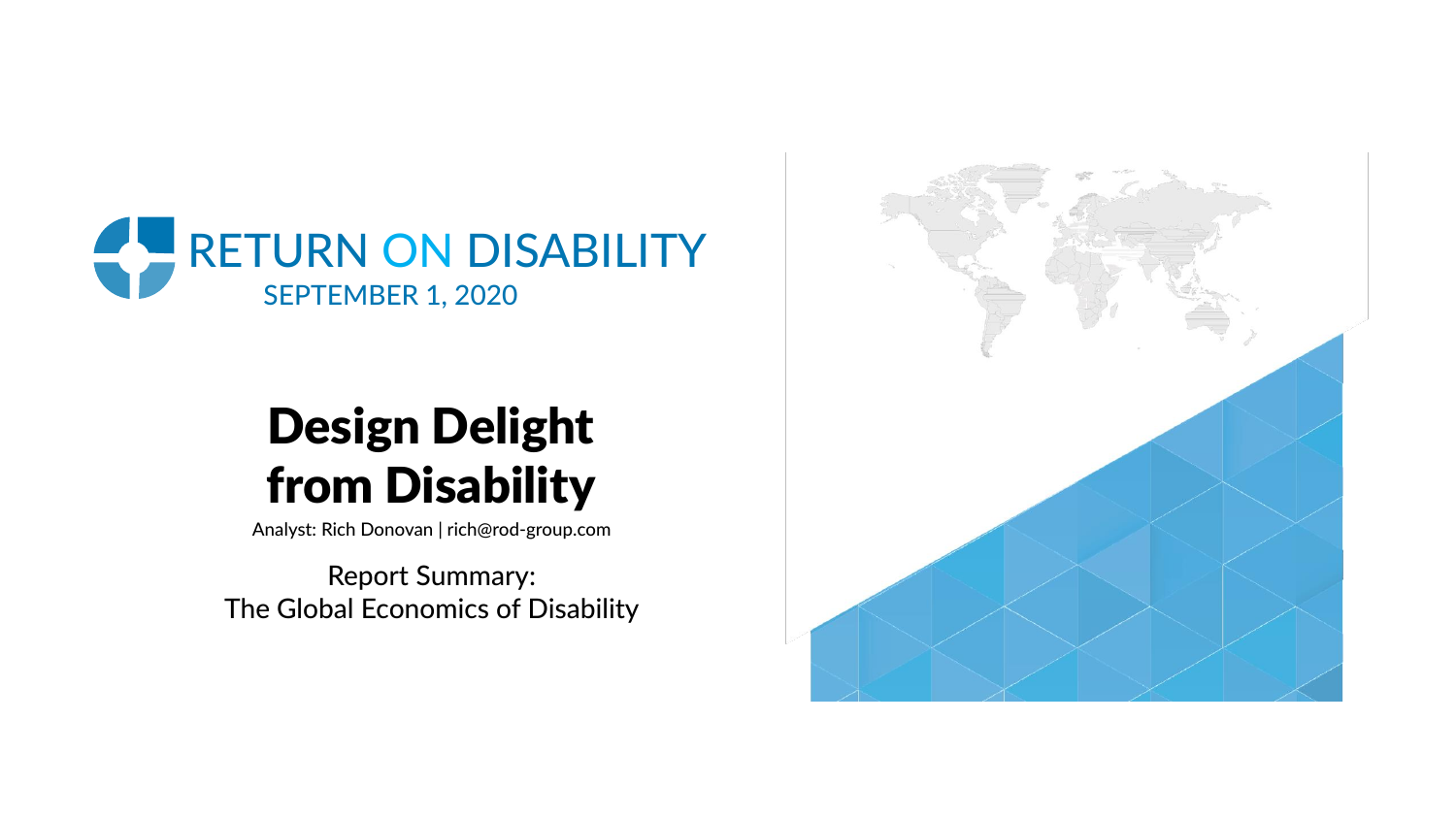RETURN ON DISABILITY

SEPTEMBER 1, 2020

# Design Delight from Disability

Analyst: Rich Donovan | rich@rod-group.com

Report Summary:
The Global Economics of Disability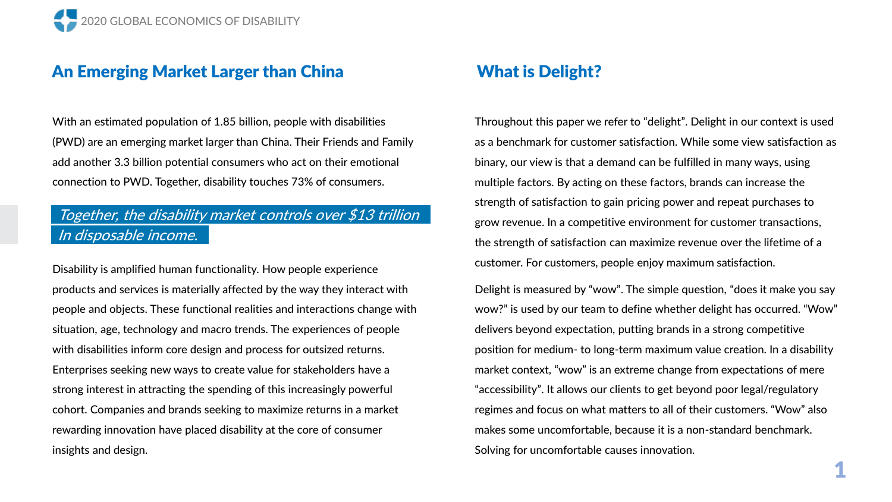## An Emerging Market Larger than China

With an estimated population of 1.85 billion, people with disabilities (PWD) are an emerging market larger than China. Their Friends and Family add another 3.3 billion potential consumers who act on their emotional connection to PWD. Together, disability touches 73% of consumers.

> *Together, the disability market controls over $13 trillion In disposable income.*

Disability is amplified human functionality. How people experience products and services is materially affected by the way they interact with people and objects. These functional realities and interactions change with situation, age, technology and macro trends. The experiences of people with disabilities inform core design and process for outsized returns. Enterprises seeking new ways to create value for stakeholders have a strong interest in attracting the spending of this increasingly powerful cohort. Companies and brands seeking to maximize returns in a market rewarding innovation have placed disability at the core of consumer insights and design.

## What is Delight?

Throughout this paper we refer to “delight”. Delight in our context is used as a benchmark for customer satisfaction. While some view satisfaction as binary, our view is that a demand can be fulfilled in many ways, using multiple factors. By acting on these factors, brands can increase the strength of satisfaction to gain pricing power and repeat purchases to grow revenue. In a competitive environment for customer transactions, the strength of satisfaction can maximize revenue over the lifetime of a customer. For customers, people enjoy maximum satisfaction.

Delight is measured by “wow”. The simple question, “does it make you say wow?” is used by our team to define whether delight has occurred. “Wow” delivers beyond expectation, putting brands in a strong competitive position for medium- to long-term maximum value creation. In a disability market context, “wow” is an extreme change from expectations of mere “accessibility”. It allows our clients to get beyond poor legal/regulatory regimes and focus on what matters to all of their customers. “Wow” also makes some uncomfortable, because it is a non-standard benchmark. Solving for uncomfortable causes innovation.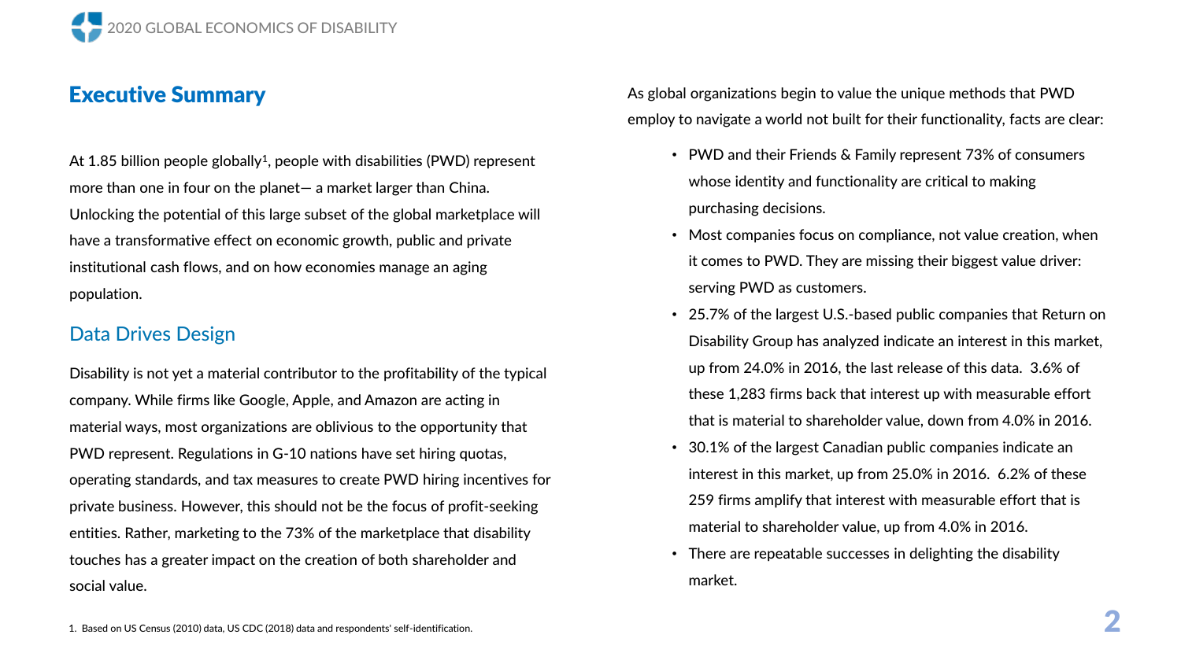## Executive Summary

At 1.85 billion people globally[1], people with disabilities (PWD) represent more than one in four on the planet— a market larger than China. Unlocking the potential of this large subset of the global marketplace will have a transformative effect on economic growth, public and private institutional cash flows, and on how economies manage an aging population.

### Data Drives Design

Disability is not yet a material contributor to the profitability of the typical company. While firms like Google, Apple, and Amazon are acting in material ways, most organizations are oblivious to the opportunity that PWD represent. Regulations in G-10 nations have set hiring quotas, operating standards, and tax measures to create PWD hiring incentives for private business. However, this should not be the focus of profit-seeking entities. Rather, marketing to the 73% of the marketplace that disability touches has a greater impact on the creation of both shareholder and social value.

As global organizations begin to value the unique methods that PWD employ to navigate a world not built for their functionality, facts are clear:

- PWD and their Friends & Family represent 73% of consumers whose identity and functionality are critical to making purchasing decisions.
- Most companies focus on compliance, not value creation, when it comes to PWD. They are missing their biggest value driver: serving PWD as customers.
- 25.7% of the largest U.S.-based public companies that Return on Disability Group has analyzed indicate an interest in this market, up from 24.0% in 2016, the last release of this data. 3.6% of these 1,283 firms back that interest up with measurable effort that is material to shareholder value, down from 4.0% in 2016.
- 30.1% of the largest Canadian public companies indicate an interest in this market, up from 25.0% in 2016. 6.2% of these 259 firms amplify that interest with measurable effort that is material to shareholder value, up from 4.0% in 2016.
- There are repeatable successes in delighting the disability market.

1. Based on US Census (2010) data, US CDC (2018) data and respondents' self-identification.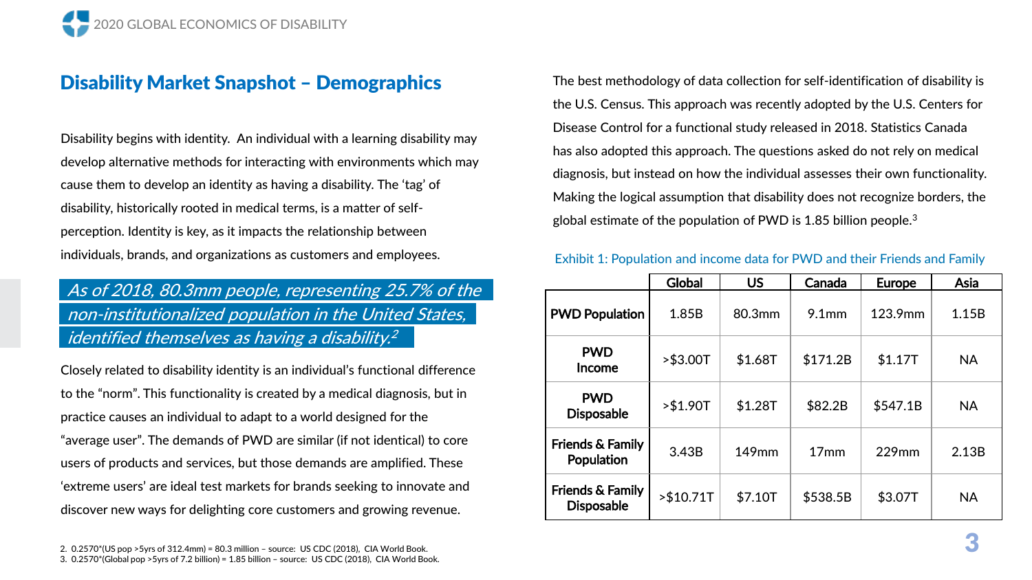## Disability Market Snapshot – Demographics

Disability begins with identity. An individual with a learning disability may develop alternative methods for interacting with environments which may cause them to develop an identity as having a disability. The 'tag' of disability, historically rooted in medical terms, is a matter of self-perception. Identity is key, as it impacts the relationship between individuals, brands, and organizations as customers and employees.

*As of 2018, 80.3mm people, representing 25.7% of the non-institutionalized population in the United States, identified themselves as having a disability.[2]*

Closely related to disability identity is an individual's functional difference to the "norm". This functionality is created by a medical diagnosis, but in practice causes an individual to adapt to a world designed for the "average user". The demands of PWD are similar (if not identical) to core users of products and services, but those demands are amplified. These 'extreme users' are ideal test markets for brands seeking to innovate and discover new ways for delighting core customers and growing revenue.

The best methodology of data collection for self-identification of disability is the U.S. Census. This approach was recently adopted by the U.S. Centers for Disease Control for a functional study released in 2018. Statistics Canada has also adopted this approach. The questions asked do not rely on medical diagnosis, but instead on how the individual assesses their own functionality. Making the logical assumption that disability does not recognize borders, the global estimate of the population of PWD is 1.85 billion people.[3]

Exhibit 1: Population and income data for PWD and their Friends and Family

| | Global | US | Canada | Europe | Asia |
|---|---|---|---|---|---|
| **PWD Population** | 1.85B | 80.3mm | 9.1mm | 123.9mm | 1.15B |
| **PWD Income** | >$3.00T | $1.68T | $171.2B | $1.17T | NA |
| **PWD Disposable** | >$1.90T | $1.28T | $82.2B | $547.1B | NA |
| **Friends & Family Population** | 3.43B | 149mm | 17mm | 229mm | 2.13B |
| **Friends & Family Disposable** | >$10.71T | $7.10T | $538.5B | $3.07T | NA |

2. 0.2570*(US pop >5yrs of 312.4mm) = 80.3 million – source: US CDC (2018), CIA World Book.
3. 0.2570*(Global pop >5yrs of 7.2 billion) = 1.85 billion – source: US CDC (2018), CIA World Book.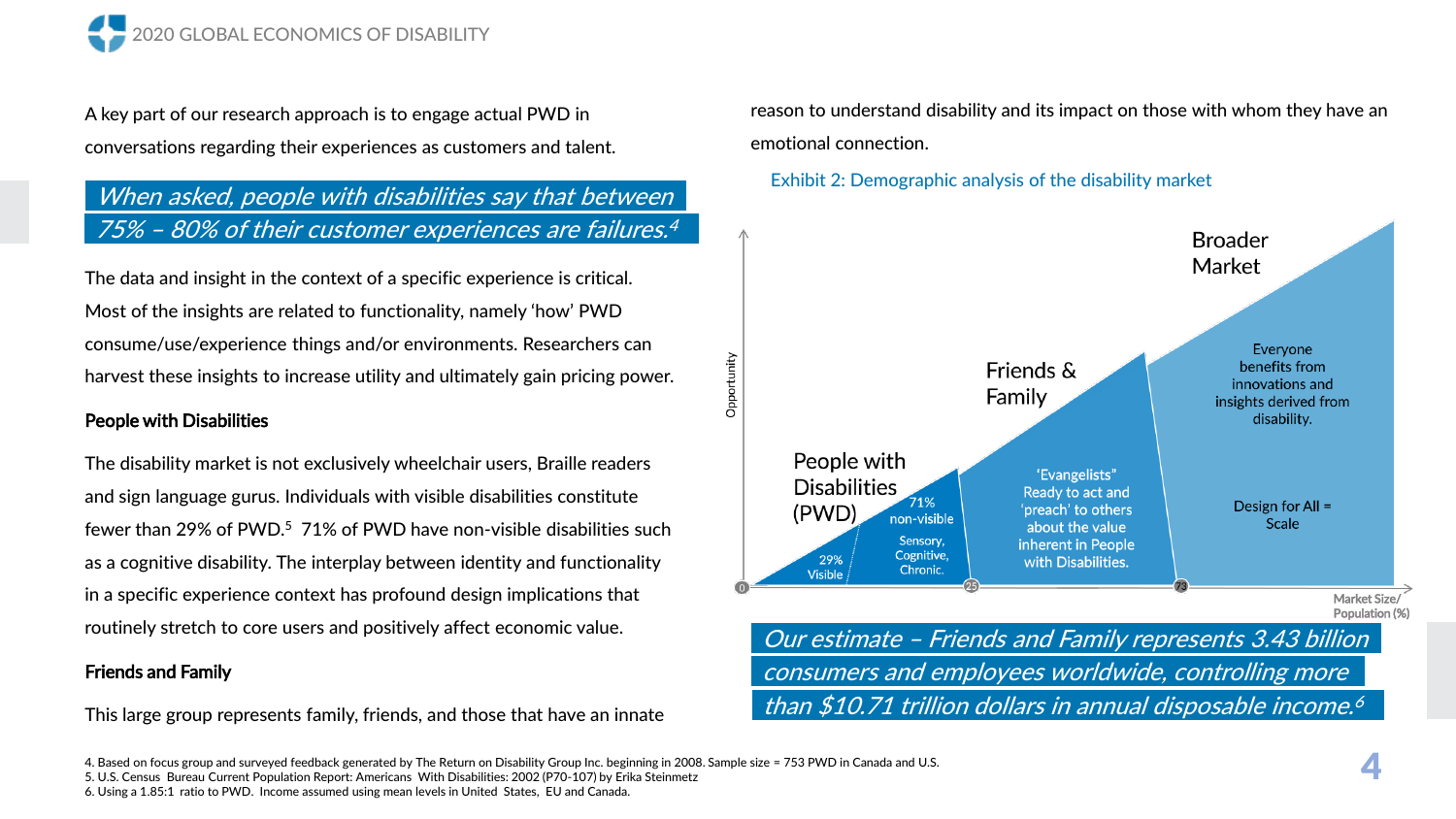A key part of our research approach is to engage actual PWD in conversations regarding their experiences as customers and talent.

> *When asked, people with disabilities say that between 75% – 80% of their customer experiences are failures.*[4]

The data and insight in the context of a specific experience is critical. Most of the insights are related to functionality, namely 'how' PWD consume/use/experience things and/or environments. Researchers can harvest these insights to increase utility and ultimately gain pricing power.

**People with Disabilities**

The disability market is not exclusively wheelchair users, Braille readers and sign language gurus. Individuals with visible disabilities constitute fewer than 29% of PWD.[5] 71% of PWD have non-visible disabilities such as a cognitive disability. The interplay between identity and functionality in a specific experience context has profound design implications that routinely stretch to core users and positively affect economic value.

**Friends and Family**

This large group represents family, friends, and those that have an innate reason to understand disability and its impact on those with whom they have an emotional connection.

Exhibit 2: Demographic analysis of the disability market

Opportunity

People with Disabilities (PWD): 29% Visible; 71% non-visible — Sensory, Cognitive, Chronic.

Friends & Family: 'Evangelists' Ready to act and 'preach' to others about the value inherent in People with Disabilities.

Broader Market: Everyone benefits from innovations and insights derived from disability. Design for All = Scale

0 — 25 — 73 — Market Size/ Population (%)

> *Our estimate – Friends and Family represents 3.43 billion consumers and employees worldwide, controlling more than $10.71 trillion dollars in annual disposable income.*[6]

4. Based on focus group and surveyed feedback generated by The Return on Disability Group Inc. beginning in 2008. Sample size = 753 PWD in Canada and U.S.
5. U.S. Census Bureau Current Population Report: Americans With Disabilities: 2002 (P70-107) by Erika Steinmetz
6. Using a 1.85:1 ratio to PWD. Income assumed using mean levels in United States, EU and Canada.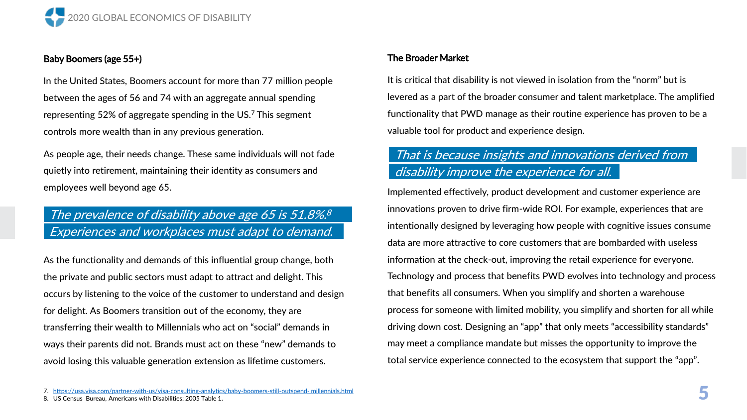### Baby Boomers (age 55+)

In the United States, Boomers account for more than 77 million people between the ages of 56 and 74 with an aggregate annual spending representing 52% of aggregate spending in the US.[7] This segment controls more wealth than in any previous generation.

As people age, their needs change. These same individuals will not fade quietly into retirement, maintaining their identity as consumers and employees well beyond age 65.

*The prevalence of disability above age 65 is 51.8%.[8] Experiences and workplaces must adapt to demand.*

As the functionality and demands of this influential group change, both the private and public sectors must adapt to attract and delight. This occurs by listening to the voice of the customer to understand and design for delight. As Boomers transition out of the economy, they are transferring their wealth to Millennials who act on "social" demands in ways their parents did not. Brands must act on these "new" demands to avoid losing this valuable generation extension as lifetime customers.

### The Broader Market

It is critical that disability is not viewed in isolation from the "norm" but is levered as a part of the broader consumer and talent marketplace. The amplified functionality that PWD manage as their routine experience has proven to be a valuable tool for product and experience design.

*That is because insights and innovations derived from disability improve the experience for all.*

Implemented effectively, product development and customer experience are innovations proven to drive firm-wide ROI. For example, experiences that are intentionally designed by leveraging how people with cognitive issues consume data are more attractive to core customers that are bombarded with useless information at the check-out, improving the retail experience for everyone. Technology and process that benefits PWD evolves into technology and process that benefits all consumers. When you simplify and shorten a warehouse process for someone with limited mobility, you simplify and shorten for all while driving down cost. Designing an "app" that only meets "accessibility standards" may meet a compliance mandate but misses the opportunity to improve the total service experience connected to the ecosystem that support the "app".

7. https://usa.visa.com/partner-with-us/visa-consulting-analytics/baby-boomers-still-outspend- millennials.html
8. US Census Bureau, Americans with Disabilities: 2005 Table 1.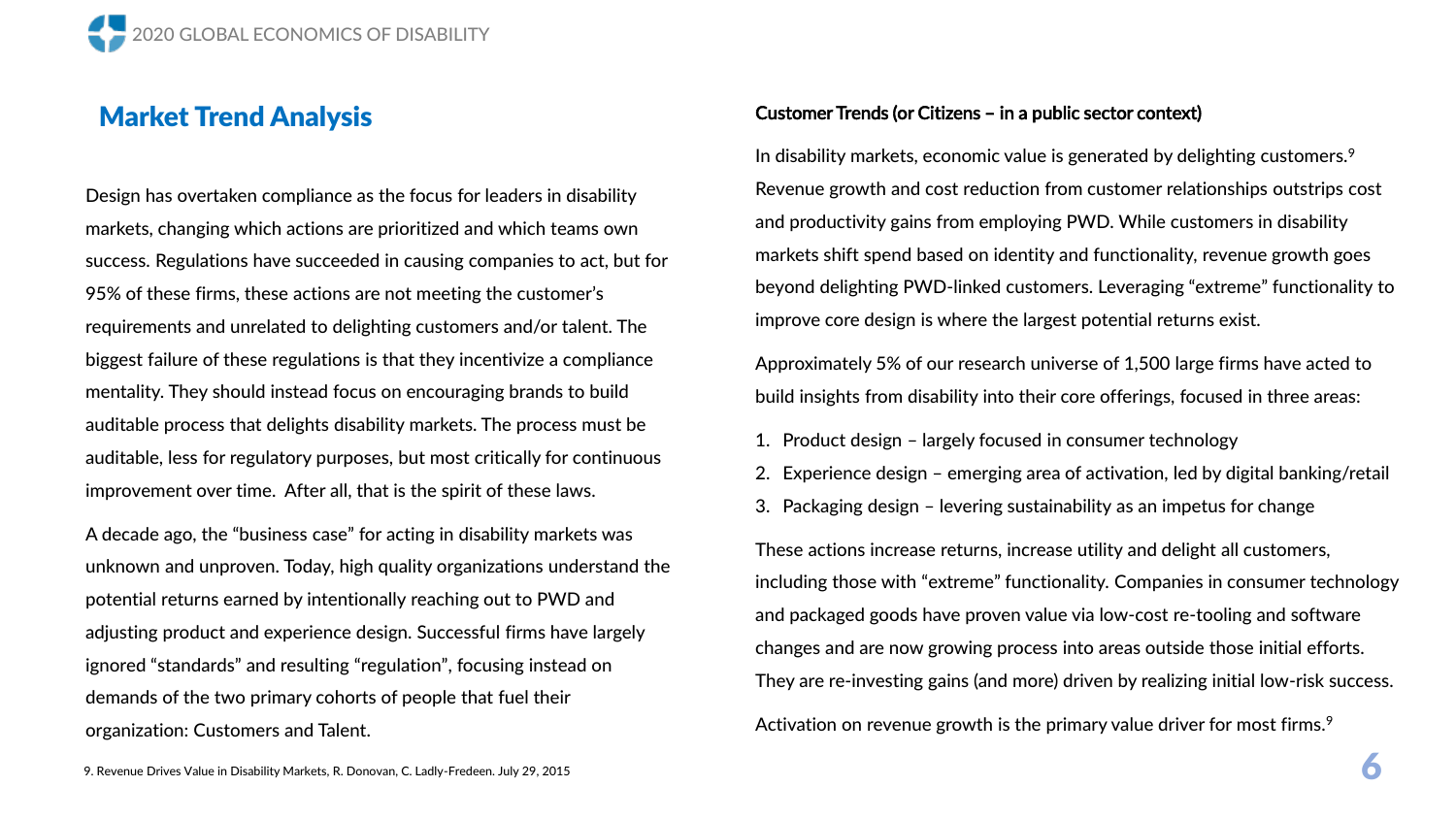## Market Trend Analysis

Design has overtaken compliance as the focus for leaders in disability markets, changing which actions are prioritized and which teams own success. Regulations have succeeded in causing companies to act, but for 95% of these firms, these actions are not meeting the customer's requirements and unrelated to delighting customers and/or talent. The biggest failure of these regulations is that they incentivize a compliance mentality. They should instead focus on encouraging brands to build auditable process that delights disability markets. The process must be auditable, less for regulatory purposes, but most critically for continuous improvement over time. After all, that is the spirit of these laws.

A decade ago, the "business case" for acting in disability markets was unknown and unproven. Today, high quality organizations understand the potential returns earned by intentionally reaching out to PWD and adjusting product and experience design. Successful firms have largely ignored "standards" and resulting "regulation", focusing instead on demands of the two primary cohorts of people that fuel their organization: Customers and Talent.

### Customer Trends (or Citizens – in a public sector context)

In disability markets, economic value is generated by delighting customers.[9] Revenue growth and cost reduction from customer relationships outstrips cost and productivity gains from employing PWD. While customers in disability markets shift spend based on identity and functionality, revenue growth goes beyond delighting PWD-linked customers. Leveraging "extreme" functionality to improve core design is where the largest potential returns exist.

Approximately 5% of our research universe of 1,500 large firms have acted to build insights from disability into their core offerings, focused in three areas:

1. Product design – largely focused in consumer technology
2. Experience design – emerging area of activation, led by digital banking/retail
3. Packaging design – levering sustainability as an impetus for change

These actions increase returns, increase utility and delight all customers, including those with "extreme" functionality. Companies in consumer technology and packaged goods have proven value via low-cost re-tooling and software changes and are now growing process into areas outside those initial efforts. They are re-investing gains (and more) driven by realizing initial low-risk success.

Activation on revenue growth is the primary value driver for most firms.[9]

9. Revenue Drives Value in Disability Markets, R. Donovan, C. Ladly-Fredeen. July 29, 2015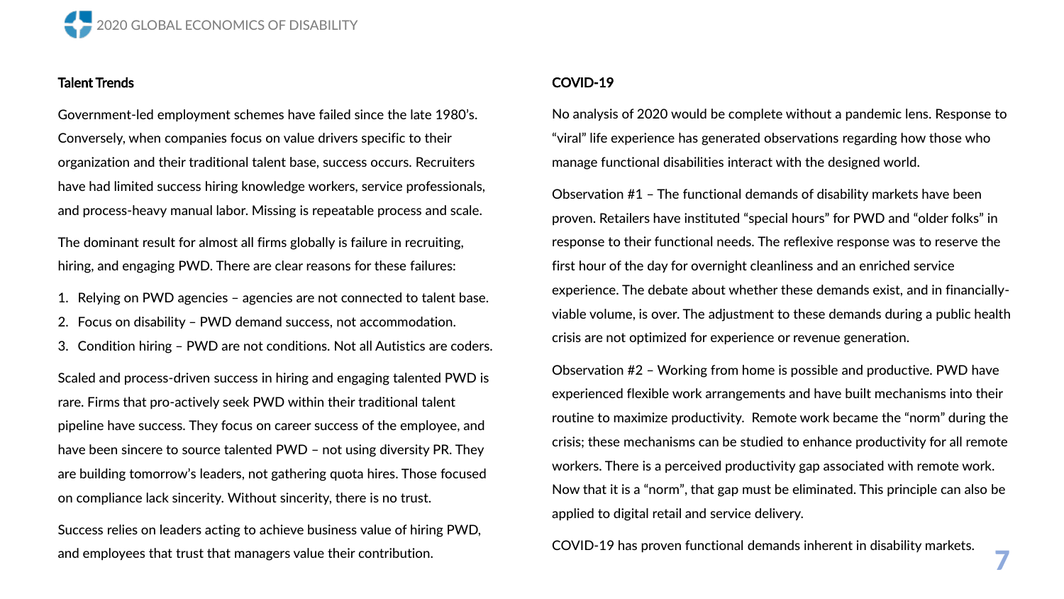## Talent Trends

Government-led employment schemes have failed since the late 1980's. Conversely, when companies focus on value drivers specific to their organization and their traditional talent base, success occurs. Recruiters have had limited success hiring knowledge workers, service professionals, and process-heavy manual labor. Missing is repeatable process and scale.

The dominant result for almost all firms globally is failure in recruiting, hiring, and engaging PWD. There are clear reasons for these failures:

1. Relying on PWD agencies – agencies are not connected to talent base.
2. Focus on disability – PWD demand success, not accommodation.
3. Condition hiring – PWD are not conditions. Not all Autistics are coders.

Scaled and process-driven success in hiring and engaging talented PWD is rare. Firms that pro-actively seek PWD within their traditional talent pipeline have success. They focus on career success of the employee, and have been sincere to source talented PWD – not using diversity PR. They are building tomorrow's leaders, not gathering quota hires. Those focused on compliance lack sincerity. Without sincerity, there is no trust.

Success relies on leaders acting to achieve business value of hiring PWD, and employees that trust that managers value their contribution.

## COVID-19

No analysis of 2020 would be complete without a pandemic lens. Response to "viral" life experience has generated observations regarding how those who manage functional disabilities interact with the designed world.

Observation #1 – The functional demands of disability markets have been proven. Retailers have instituted "special hours" for PWD and "older folks" in response to their functional needs. The reflexive response was to reserve the first hour of the day for overnight cleanliness and an enriched service experience. The debate about whether these demands exist, and in financially-viable volume, is over. The adjustment to these demands during a public health crisis are not optimized for experience or revenue generation.

Observation #2 – Working from home is possible and productive. PWD have experienced flexible work arrangements and have built mechanisms into their routine to maximize productivity. Remote work became the "norm" during the crisis; these mechanisms can be studied to enhance productivity for all remote workers. There is a perceived productivity gap associated with remote work. Now that it is a "norm", that gap must be eliminated. This principle can also be applied to digital retail and service delivery.

COVID-19 has proven functional demands inherent in disability markets.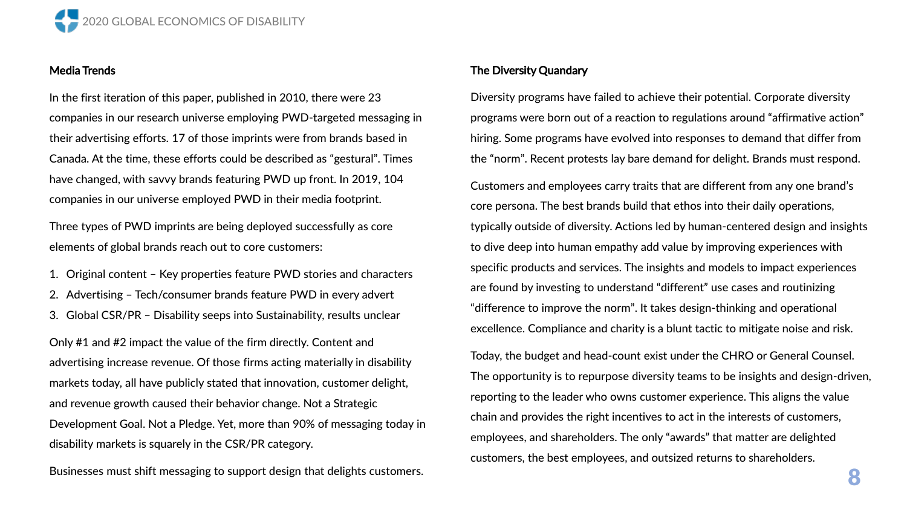### Media Trends

In the first iteration of this paper, published in 2010, there were 23 companies in our research universe employing PWD-targeted messaging in their advertising efforts. 17 of those imprints were from brands based in Canada. At the time, these efforts could be described as "gestural". Times have changed, with savvy brands featuring PWD up front. In 2019, 104 companies in our universe employed PWD in their media footprint.

Three types of PWD imprints are being deployed successfully as core elements of global brands reach out to core customers:

1. Original content – Key properties feature PWD stories and characters
2. Advertising – Tech/consumer brands feature PWD in every advert
3. Global CSR/PR – Disability seeps into Sustainability, results unclear

Only #1 and #2 impact the value of the firm directly. Content and advertising increase revenue. Of those firms acting materially in disability markets today, all have publicly stated that innovation, customer delight, and revenue growth caused their behavior change. Not a Strategic Development Goal. Not a Pledge. Yet, more than 90% of messaging today in disability markets is squarely in the CSR/PR category.

Businesses must shift messaging to support design that delights customers.

### The Diversity Quandary

Diversity programs have failed to achieve their potential. Corporate diversity programs were born out of a reaction to regulations around "affirmative action" hiring. Some programs have evolved into responses to demand that differ from the "norm". Recent protests lay bare demand for delight. Brands must respond.

Customers and employees carry traits that are different from any one brand's core persona. The best brands build that ethos into their daily operations, typically outside of diversity. Actions led by human-centered design and insights to dive deep into human empathy add value by improving experiences with specific products and services. The insights and models to impact experiences are found by investing to understand "different" use cases and routinizing "difference to improve the norm". It takes design-thinking and operational excellence. Compliance and charity is a blunt tactic to mitigate noise and risk.

Today, the budget and head-count exist under the CHRO or General Counsel. The opportunity is to repurpose diversity teams to be insights and design-driven, reporting to the leader who owns customer experience. This aligns the value chain and provides the right incentives to act in the interests of customers, employees, and shareholders. The only "awards" that matter are delighted customers, the best employees, and outsized returns to shareholders.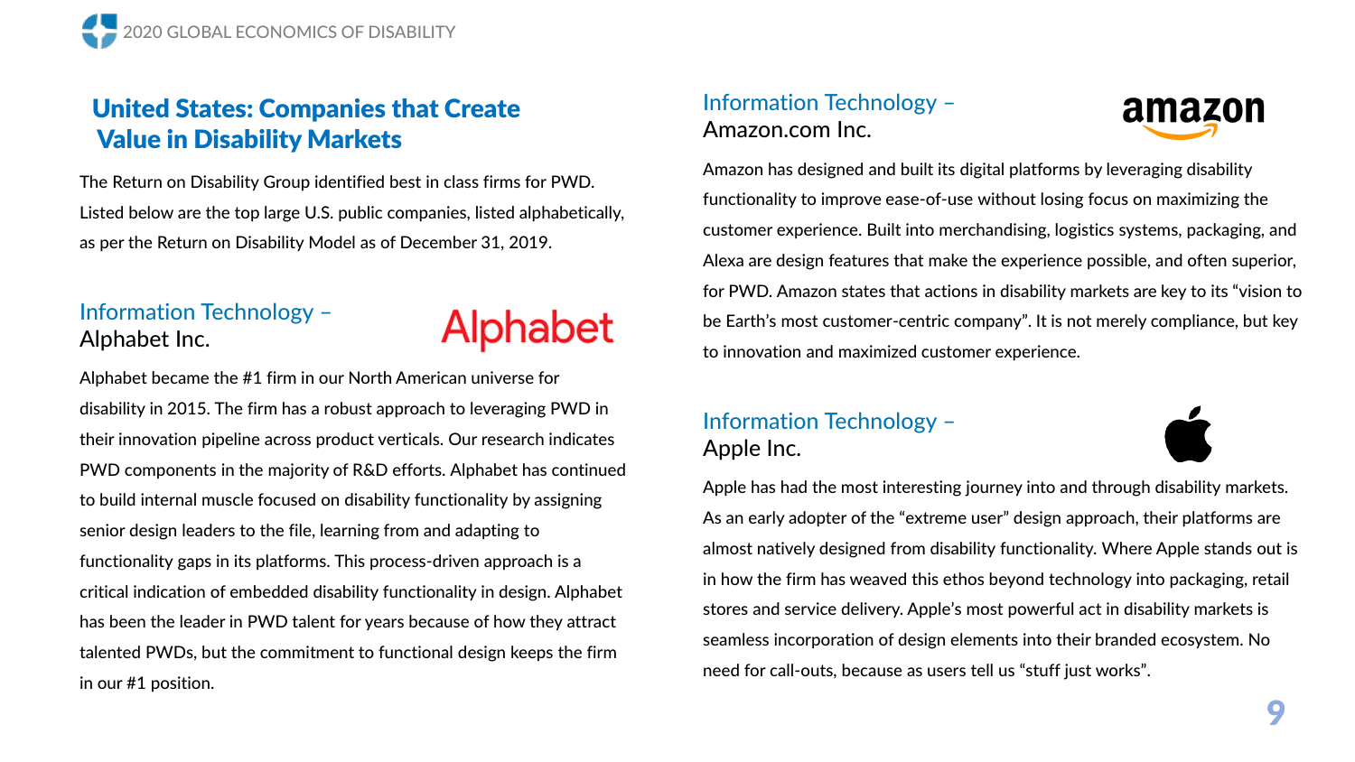## United States: Companies that Create Value in Disability Markets

The Return on Disability Group identified best in class firms for PWD. Listed below are the top large U.S. public companies, listed alphabetically, as per the Return on Disability Model as of December 31, 2019.

### Information Technology – Alphabet Inc.

Alphabet became the #1 firm in our North American universe for disability in 2015. The firm has a robust approach to leveraging PWD in their innovation pipeline across product verticals. Our research indicates PWD components in the majority of R&D efforts. Alphabet has continued to build internal muscle focused on disability functionality by assigning senior design leaders to the file, learning from and adapting to functionality gaps in its platforms. This process-driven approach is a critical indication of embedded disability functionality in design. Alphabet has been the leader in PWD talent for years because of how they attract talented PWDs, but the commitment to functional design keeps the firm in our #1 position.

### Information Technology – Amazon.com Inc.

Amazon has designed and built its digital platforms by leveraging disability functionality to improve ease-of-use without losing focus on maximizing the customer experience. Built into merchandising, logistics systems, packaging, and Alexa are design features that make the experience possible, and often superior, for PWD. Amazon states that actions in disability markets are key to its "vision to be Earth's most customer-centric company". It is not merely compliance, but key to innovation and maximized customer experience.

### Information Technology – Apple Inc.

Apple has had the most interesting journey into and through disability markets. As an early adopter of the "extreme user" design approach, their platforms are almost natively designed from disability functionality. Where Apple stands out is in how the firm has weaved this ethos beyond technology into packaging, retail stores and service delivery. Apple's most powerful act in disability markets is seamless incorporation of design elements into their branded ecosystem. No need for call-outs, because as users tell us "stuff just works".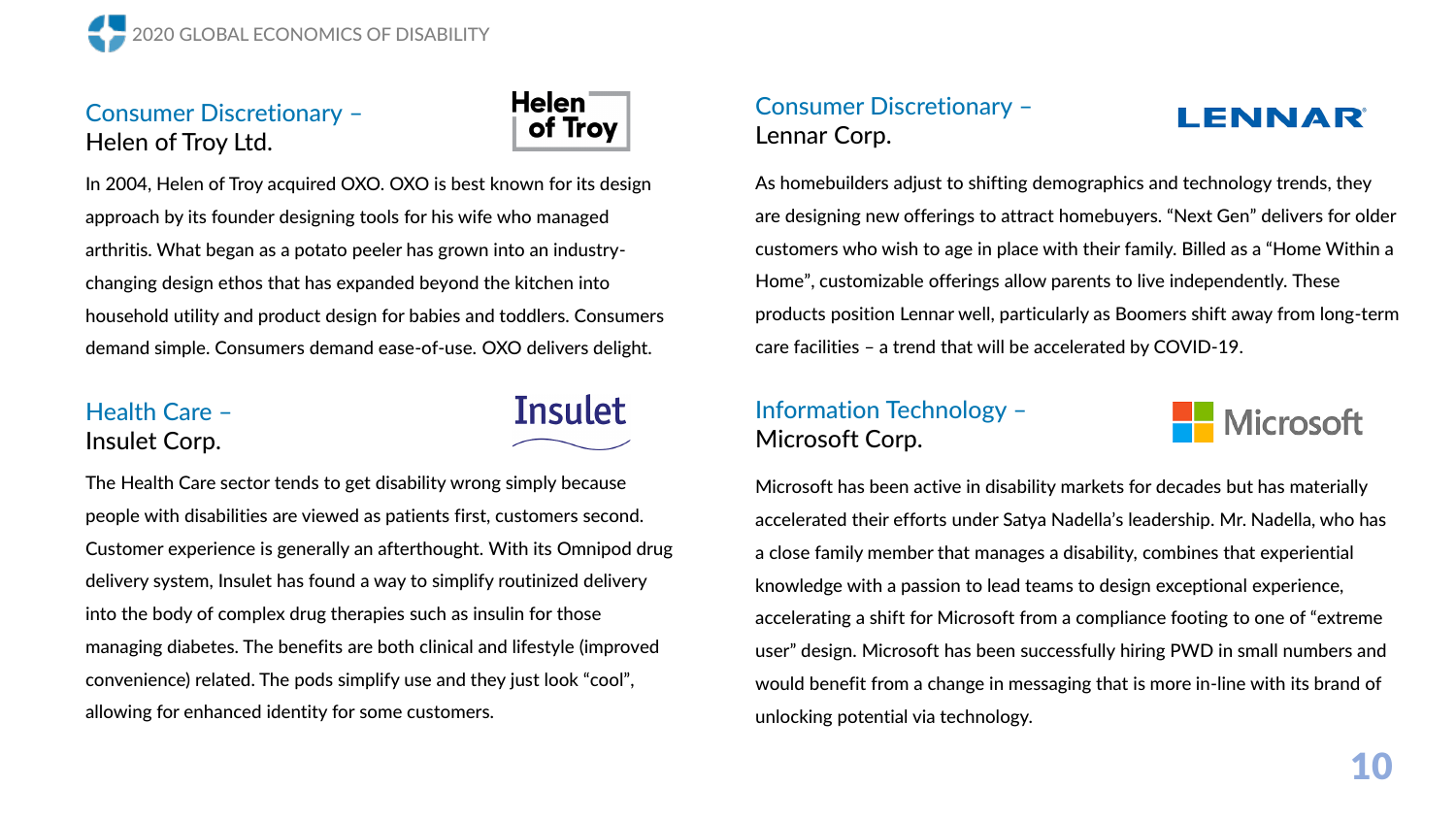## Consumer Discretionary – Helen of Troy Ltd.

In 2004, Helen of Troy acquired OXO. OXO is best known for its design approach by its founder designing tools for his wife who managed arthritis. What began as a potato peeler has grown into an industry-changing design ethos that has expanded beyond the kitchen into household utility and product design for babies and toddlers. Consumers demand simple. Consumers demand ease-of-use. OXO delivers delight.

## Health Care – Insulet Corp.

The Health Care sector tends to get disability wrong simply because people with disabilities are viewed as patients first, customers second. Customer experience is generally an afterthought. With its Omnipod drug delivery system, Insulet has found a way to simplify routinized delivery into the body of complex drug therapies such as insulin for those managing diabetes. The benefits are both clinical and lifestyle (improved convenience) related. The pods simplify use and they just look "cool", allowing for enhanced identity for some customers.

## Consumer Discretionary – Lennar Corp.

As homebuilders adjust to shifting demographics and technology trends, they are designing new offerings to attract homebuyers. "Next Gen" delivers for older customers who wish to age in place with their family. Billed as a "Home Within a Home", customizable offerings allow parents to live independently. These products position Lennar well, particularly as Boomers shift away from long-term care facilities – a trend that will be accelerated by COVID-19.

## Information Technology – Microsoft Corp.

Microsoft has been active in disability markets for decades but has materially accelerated their efforts under Satya Nadella's leadership. Mr. Nadella, who has a close family member that manages a disability, combines that experiential knowledge with a passion to lead teams to design exceptional experience, accelerating a shift for Microsoft from a compliance footing to one of "extreme user" design. Microsoft has been successfully hiring PWD in small numbers and would benefit from a change in messaging that is more in-line with its brand of unlocking potential via technology.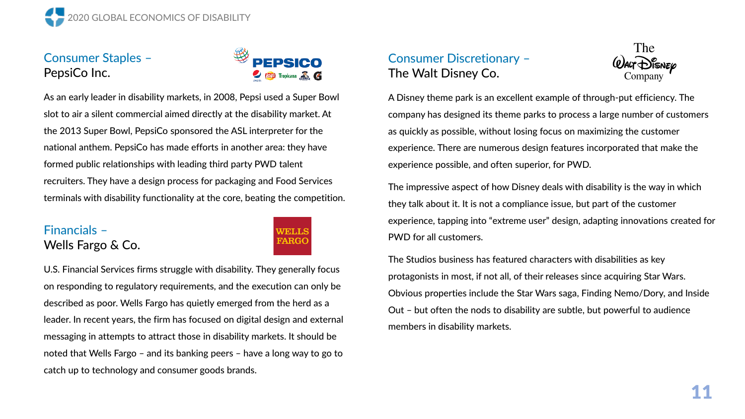## Consumer Staples – PepsiCo Inc.

As an early leader in disability markets, in 2008, Pepsi used a Super Bowl slot to air a silent commercial aimed directly at the disability market. At the 2013 Super Bowl, PepsiCo sponsored the ASL interpreter for the national anthem. PepsiCo has made efforts in another area: they have formed public relationships with leading third party PWD talent recruiters. They have a design process for packaging and Food Services terminals with disability functionality at the core, beating the competition.

## Financials – Wells Fargo & Co.

U.S. Financial Services firms struggle with disability. They generally focus on responding to regulatory requirements, and the execution can only be described as poor. Wells Fargo has quietly emerged from the herd as a leader. In recent years, the firm has focused on digital design and external messaging in attempts to attract those in disability markets. It should be noted that Wells Fargo – and its banking peers – have a long way to go to catch up to technology and consumer goods brands.

## Consumer Discretionary – The Walt Disney Co.

A Disney theme park is an excellent example of through-put efficiency. The company has designed its theme parks to process a large number of customers as quickly as possible, without losing focus on maximizing the customer experience. There are numerous design features incorporated that make the experience possible, and often superior, for PWD.

The impressive aspect of how Disney deals with disability is the way in which they talk about it. It is not a compliance issue, but part of the customer experience, tapping into "extreme user" design, adapting innovations created for PWD for all customers.

The Studios business has featured characters with disabilities as key protagonists in most, if not all, of their releases since acquiring Star Wars. Obvious properties include the Star Wars saga, Finding Nemo/Dory, and Inside Out – but often the nods to disability are subtle, but powerful to audience members in disability markets.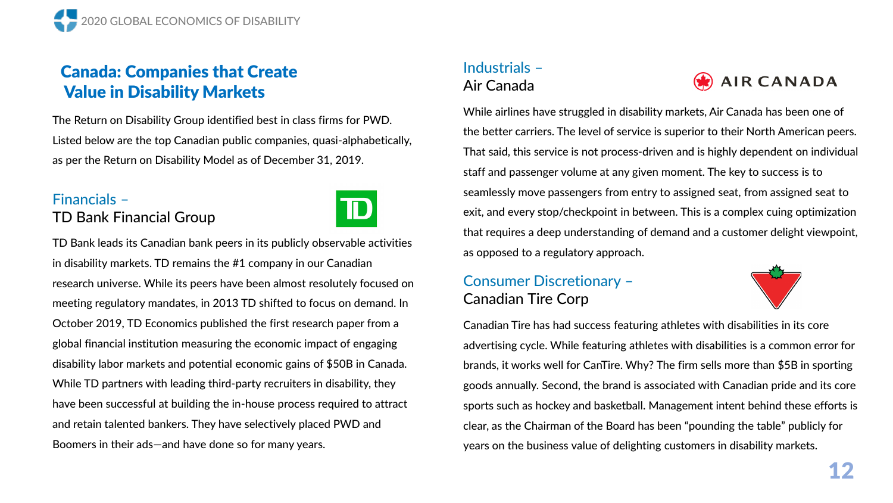## Canada: Companies that Create Value in Disability Markets

The Return on Disability Group identified best in class firms for PWD. Listed below are the top Canadian public companies, quasi-alphabetically, as per the Return on Disability Model as of December 31, 2019.

### Financials – TD Bank Financial Group

TD Bank leads its Canadian bank peers in its publicly observable activities in disability markets. TD remains the #1 company in our Canadian research universe. While its peers have been almost resolutely focused on meeting regulatory mandates, in 2013 TD shifted to focus on demand. In October 2019, TD Economics published the first research paper from a global financial institution measuring the economic impact of engaging disability labor markets and potential economic gains of $50B in Canada. While TD partners with leading third-party recruiters in disability, they have been successful at building the in-house process required to attract and retain talented bankers. They have selectively placed PWD and Boomers in their ads—and have done so for many years.

### Industrials – Air Canada

While airlines have struggled in disability markets, Air Canada has been one of the better carriers. The level of service is superior to their North American peers. That said, this service is not process-driven and is highly dependent on individual staff and passenger volume at any given moment. The key to success is to seamlessly move passengers from entry to assigned seat, from assigned seat to exit, and every stop/checkpoint in between. This is a complex cuing optimization that requires a deep understanding of demand and a customer delight viewpoint, as opposed to a regulatory approach.

### Consumer Discretionary – Canadian Tire Corp

Canadian Tire has had success featuring athletes with disabilities in its core advertising cycle. While featuring athletes with disabilities is a common error for brands, it works well for CanTire. Why? The firm sells more than $5B in sporting goods annually. Second, the brand is associated with Canadian pride and its core sports such as hockey and basketball. Management intent behind these efforts is clear, as the Chairman of the Board has been "pounding the table" publicly for years on the business value of delighting customers in disability markets.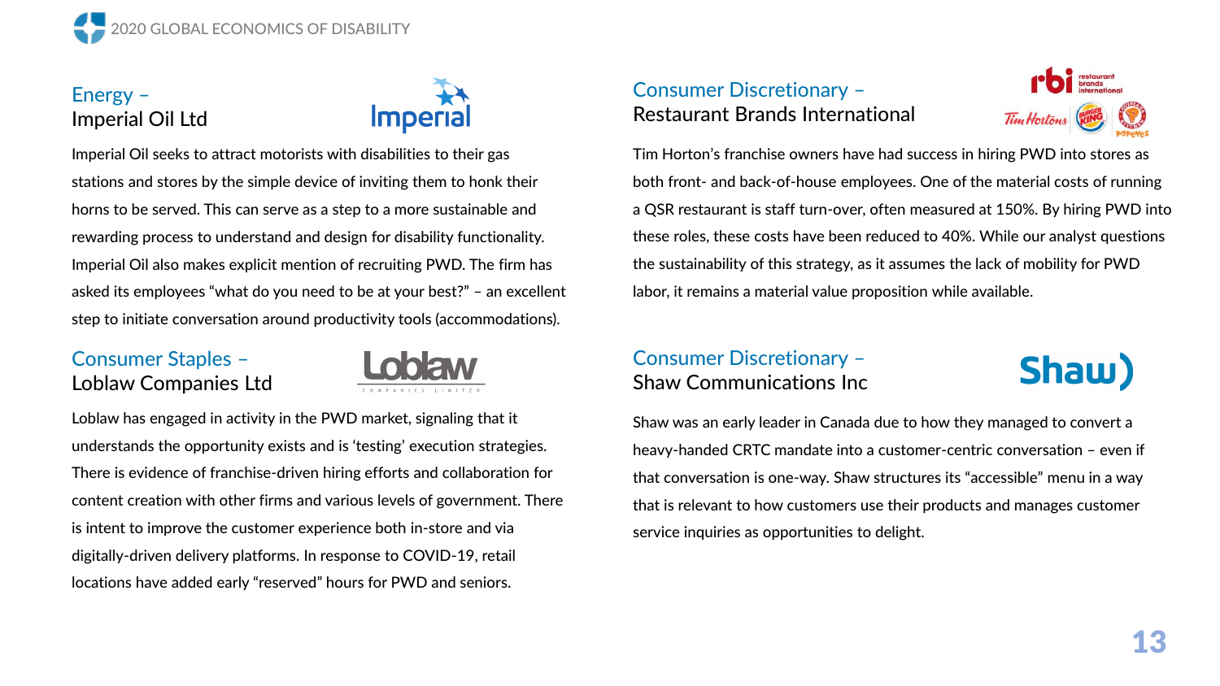## Energy – Imperial Oil Ltd

Imperial Oil seeks to attract motorists with disabilities to their gas stations and stores by the simple device of inviting them to honk their horns to be served. This can serve as a step to a more sustainable and rewarding process to understand and design for disability functionality. Imperial Oil also makes explicit mention of recruiting PWD. The firm has asked its employees "what do you need to be at your best?" – an excellent step to initiate conversation around productivity tools (accommodations).

## Consumer Staples – Loblaw Companies Ltd

Loblaw has engaged in activity in the PWD market, signaling that it understands the opportunity exists and is 'testing' execution strategies. There is evidence of franchise-driven hiring efforts and collaboration for content creation with other firms and various levels of government. There is intent to improve the customer experience both in-store and via digitally-driven delivery platforms. In response to COVID-19, retail locations have added early "reserved" hours for PWD and seniors.

## Consumer Discretionary – Restaurant Brands International

Tim Horton's franchise owners have had success in hiring PWD into stores as both front- and back-of-house employees. One of the material costs of running a QSR restaurant is staff turn-over, often measured at 150%. By hiring PWD into these roles, these costs have been reduced to 40%. While our analyst questions the sustainability of this strategy, as it assumes the lack of mobility for PWD labor, it remains a material value proposition while available.

## Consumer Discretionary – Shaw Communications Inc

Shaw was an early leader in Canada due to how they managed to convert a heavy-handed CRTC mandate into a customer-centric conversation – even if that conversation is one-way. Shaw structures its "accessible" menu in a way that is relevant to how customers use their products and manages customer service inquiries as opportunities to delight.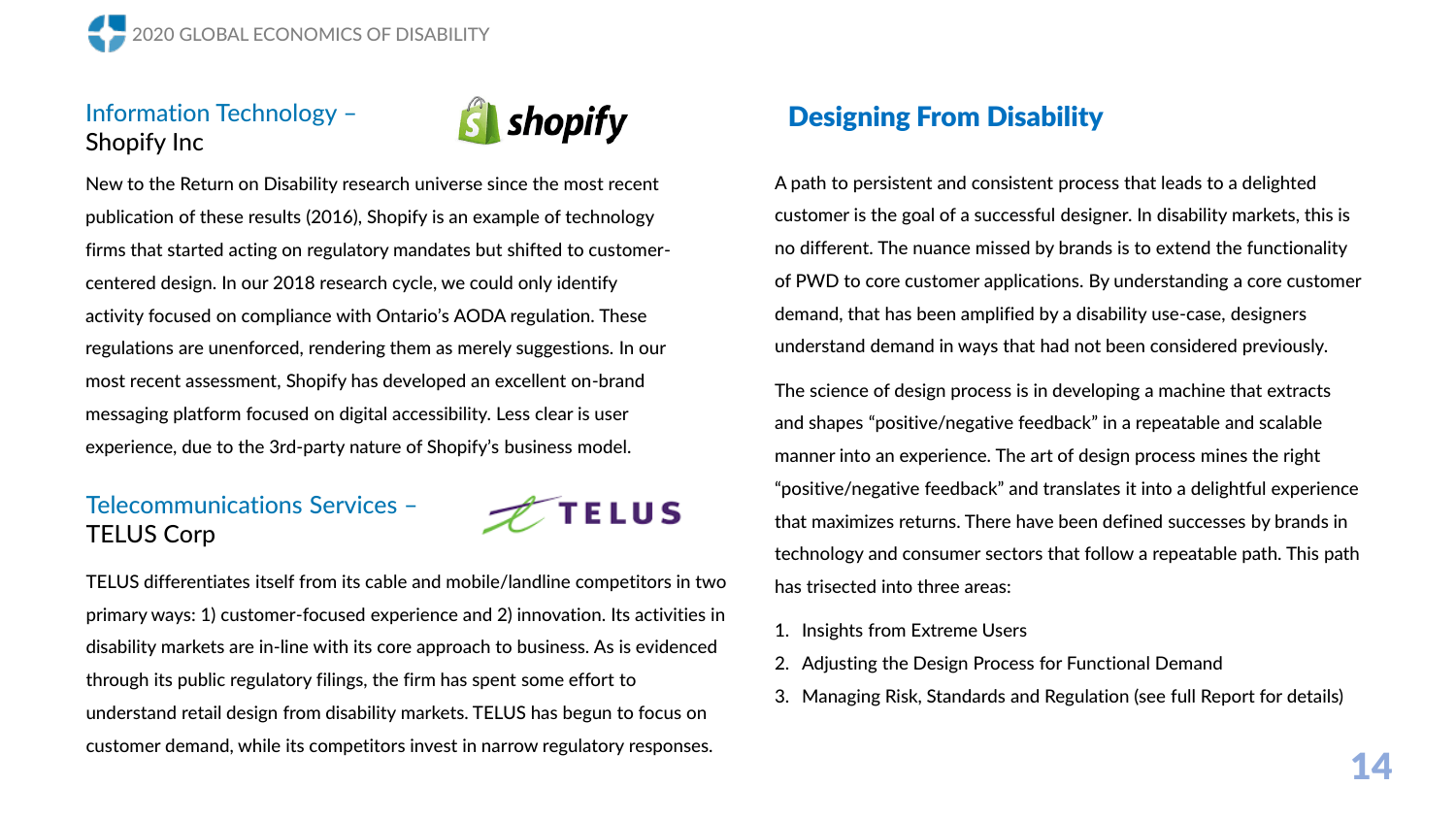### Information Technology – Shopify Inc

New to the Return on Disability research universe since the most recent publication of these results (2016), Shopify is an example of technology firms that started acting on regulatory mandates but shifted to customer-centered design. In our 2018 research cycle, we could only identify activity focused on compliance with Ontario's AODA regulation. These regulations are unenforced, rendering them as merely suggestions. In our most recent assessment, Shopify has developed an excellent on-brand messaging platform focused on digital accessibility. Less clear is user experience, due to the 3rd-party nature of Shopify's business model.

### Telecommunications Services – TELUS Corp

TELUS differentiates itself from its cable and mobile/landline competitors in two primary ways: 1) customer-focused experience and 2) innovation. Its activities in disability markets are in-line with its core approach to business. As is evidenced through its public regulatory filings, the firm has spent some effort to understand retail design from disability markets. TELUS has begun to focus on customer demand, while its competitors invest in narrow regulatory responses.

## Designing From Disability

A path to persistent and consistent process that leads to a delighted customer is the goal of a successful designer. In disability markets, this is no different. The nuance missed by brands is to extend the functionality of PWD to core customer applications. By understanding a core customer demand, that has been amplified by a disability use-case, designers understand demand in ways that had not been considered previously.

The science of design process is in developing a machine that extracts and shapes "positive/negative feedback" in a repeatable and scalable manner into an experience. The art of design process mines the right "positive/negative feedback" and translates it into a delightful experience that maximizes returns. There have been defined successes by brands in technology and consumer sectors that follow a repeatable path. This path has trisected into three areas:

1. Insights from Extreme Users
2. Adjusting the Design Process for Functional Demand
3. Managing Risk, Standards and Regulation (see full Report for details)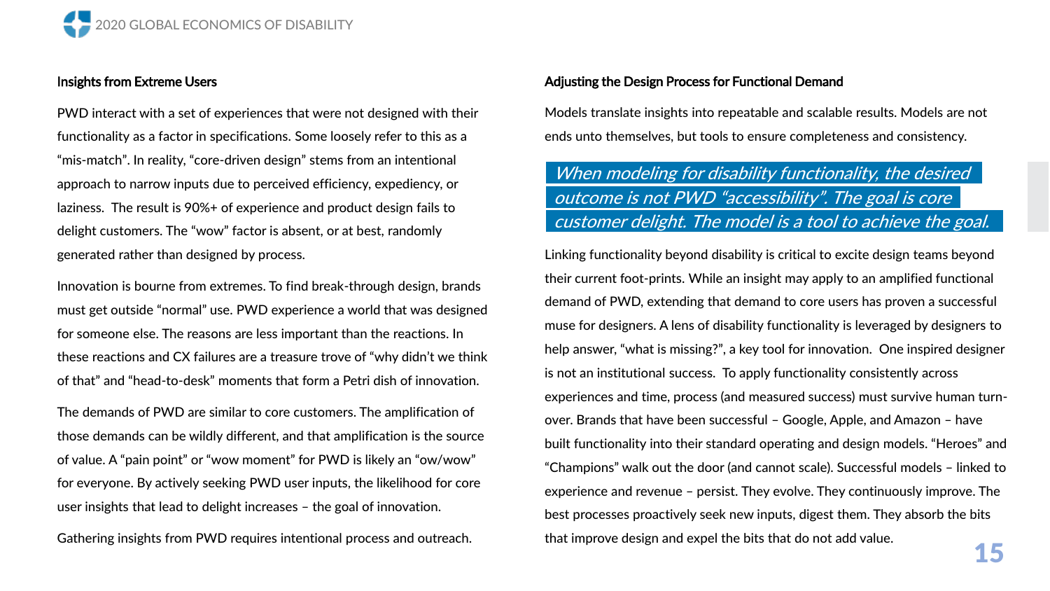### Insights from Extreme Users

PWD interact with a set of experiences that were not designed with their functionality as a factor in specifications. Some loosely refer to this as a "mis-match". In reality, "core-driven design" stems from an intentional approach to narrow inputs due to perceived efficiency, expediency, or laziness. The result is 90%+ of experience and product design fails to delight customers. The "wow" factor is absent, or at best, randomly generated rather than designed by process.

Innovation is bourne from extremes. To find break-through design, brands must get outside "normal" use. PWD experience a world that was designed for someone else. The reasons are less important than the reactions. In these reactions and CX failures are a treasure trove of "why didn't we think of that" and "head-to-desk" moments that form a Petri dish of innovation.

The demands of PWD are similar to core customers. The amplification of those demands can be wildly different, and that amplification is the source of value. A "pain point" or "wow moment" for PWD is likely an "ow/wow" for everyone. By actively seeking PWD user inputs, the likelihood for core user insights that lead to delight increases – the goal of innovation.

Gathering insights from PWD requires intentional process and outreach.

### Adjusting the Design Process for Functional Demand

Models translate insights into repeatable and scalable results. Models are not ends unto themselves, but tools to ensure completeness and consistency.

> *When modeling for disability functionality, the desired outcome is not PWD "accessibility". The goal is core customer delight. The model is a tool to achieve the goal.*

Linking functionality beyond disability is critical to excite design teams beyond their current foot-prints. While an insight may apply to an amplified functional demand of PWD, extending that demand to core users has proven a successful muse for designers. A lens of disability functionality is leveraged by designers to help answer, "what is missing?", a key tool for innovation. One inspired designer is not an institutional success. To apply functionality consistently across experiences and time, process (and measured success) must survive human turn-over. Brands that have been successful – Google, Apple, and Amazon – have built functionality into their standard operating and design models. "Heroes" and "Champions" walk out the door (and cannot scale). Successful models – linked to experience and revenue – persist. They evolve. They continuously improve. The best processes proactively seek new inputs, digest them. They absorb the bits that improve design and expel the bits that do not add value.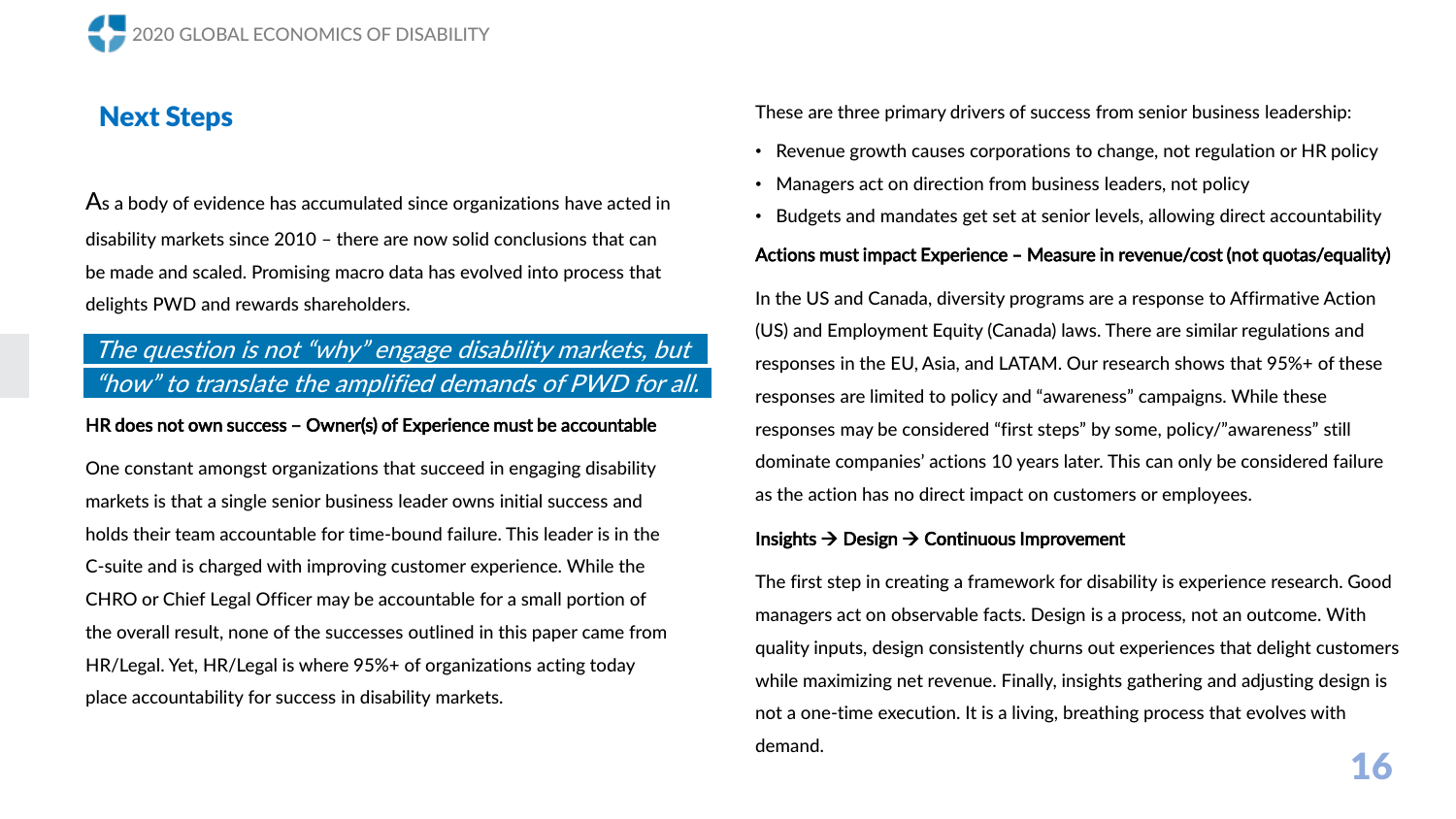## Next Steps

As a body of evidence has accumulated since organizations have acted in disability markets since 2010 – there are now solid conclusions that can be made and scaled. Promising macro data has evolved into process that delights PWD and rewards shareholders.

*The question is not "why" engage disability markets, but "how" to translate the amplified demands of PWD for all.*

**HR does not own success – Owner(s) of Experience must be accountable**

One constant amongst organizations that succeed in engaging disability markets is that a single senior business leader owns initial success and holds their team accountable for time-bound failure. This leader is in the C-suite and is charged with improving customer experience. While the CHRO or Chief Legal Officer may be accountable for a small portion of the overall result, none of the successes outlined in this paper came from HR/Legal. Yet, HR/Legal is where 95%+ of organizations acting today place accountability for success in disability markets.

These are three primary drivers of success from senior business leadership:

- Revenue growth causes corporations to change, not regulation or HR policy
- Managers act on direction from business leaders, not policy
- Budgets and mandates get set at senior levels, allowing direct accountability

**Actions must impact Experience – Measure in revenue/cost (not quotas/equality)**

In the US and Canada, diversity programs are a response to Affirmative Action (US) and Employment Equity (Canada) laws. There are similar regulations and responses in the EU, Asia, and LATAM. Our research shows that 95%+ of these responses are limited to policy and "awareness" campaigns. While these responses may be considered "first steps" by some, policy/"awareness" still dominate companies' actions 10 years later. This can only be considered failure as the action has no direct impact on customers or employees.

**Insights → Design → Continuous Improvement**

The first step in creating a framework for disability is experience research. Good managers act on observable facts. Design is a process, not an outcome. With quality inputs, design consistently churns out experiences that delight customers while maximizing net revenue. Finally, insights gathering and adjusting design is not a one-time execution. It is a living, breathing process that evolves with demand.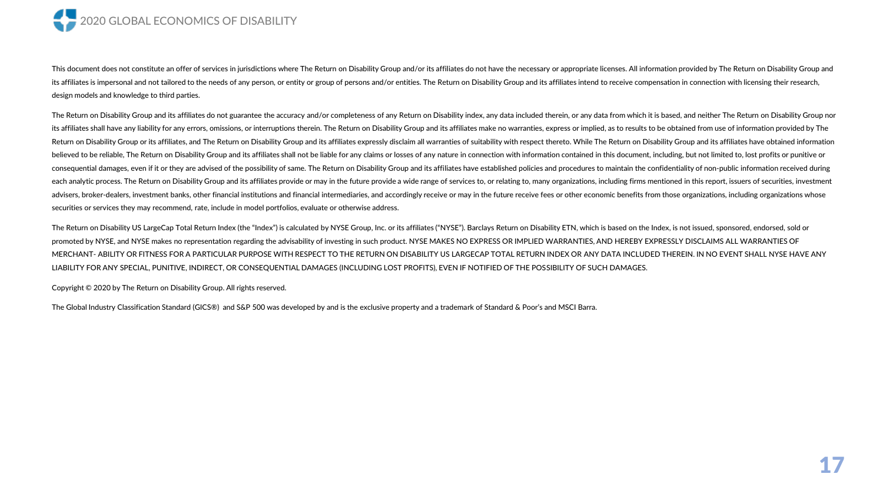This document does not constitute an offer of services in jurisdictions where The Return on Disability Group and/or its affiliates do not have the necessary or appropriate licenses. All information provided by The Return on Disability Group and its affiliates is impersonal and not tailored to the needs of any person, or entity or group of persons and/or entities. The Return on Disability Group and its affiliates intend to receive compensation in connection with licensing their research, design models and knowledge to third parties.

The Return on Disability Group and its affiliates do not guarantee the accuracy and/or completeness of any Return on Disability index, any data included therein, or any data from which it is based, and neither The Return on Disability Group nor its affiliates shall have any liability for any errors, omissions, or interruptions therein. The Return on Disability Group and its affiliates make no warranties, express or implied, as to results to be obtained from use of information provided by The Return on Disability Group or its affiliates, and The Return on Disability Group and its affiliates expressly disclaim all warranties of suitability with respect thereto. While The Return on Disability Group and its affiliates have obtained information believed to be reliable, The Return on Disability Group and its affiliates shall not be liable for any claims or losses of any nature in connection with information contained in this document, including, but not limited to, lost profits or punitive or consequential damages, even if it or they are advised of the possibility of same. The Return on Disability Group and its affiliates have established policies and procedures to maintain the confidentiality of non-public information received during each analytic process. The Return on Disability Group and its affiliates provide or may in the future provide a wide range of services to, or relating to, many organizations, including firms mentioned in this report, issuers of securities, investment advisers, broker-dealers, investment banks, other financial institutions and financial intermediaries, and accordingly receive or may in the future receive fees or other economic benefits from those organizations, including organizations whose securities or services they may recommend, rate, include in model portfolios, evaluate or otherwise address.

The Return on Disability US LargeCap Total Return Index (the "Index") is calculated by NYSE Group, Inc. or its affiliates ("NYSE"). Barclays Return on Disability ETN, which is based on the Index, is not issued, sponsored, endorsed, sold or promoted by NYSE, and NYSE makes no representation regarding the advisability of investing in such product. NYSE MAKES NO EXPRESS OR IMPLIED WARRANTIES, AND HEREBY EXPRESSLY DISCLAIMS ALL WARRANTIES OF MERCHANT- ABILITY OR FITNESS FOR A PARTICULAR PURPOSE WITH RESPECT TO THE RETURN ON DISABILITY US LARGECAP TOTAL RETURN INDEX OR ANY DATA INCLUDED THEREIN. IN NO EVENT SHALL NYSE HAVE ANY LIABILITY FOR ANY SPECIAL, PUNITIVE, INDIRECT, OR CONSEQUENTIAL DAMAGES (INCLUDING LOST PROFITS), EVEN IF NOTIFIED OF THE POSSIBILITY OF SUCH DAMAGES.

Copyright © 2020 by The Return on Disability Group. All rights reserved.

The Global Industry Classification Standard (GICS®) and S&P 500 was developed by and is the exclusive property and a trademark of Standard & Poor's and MSCI Barra.